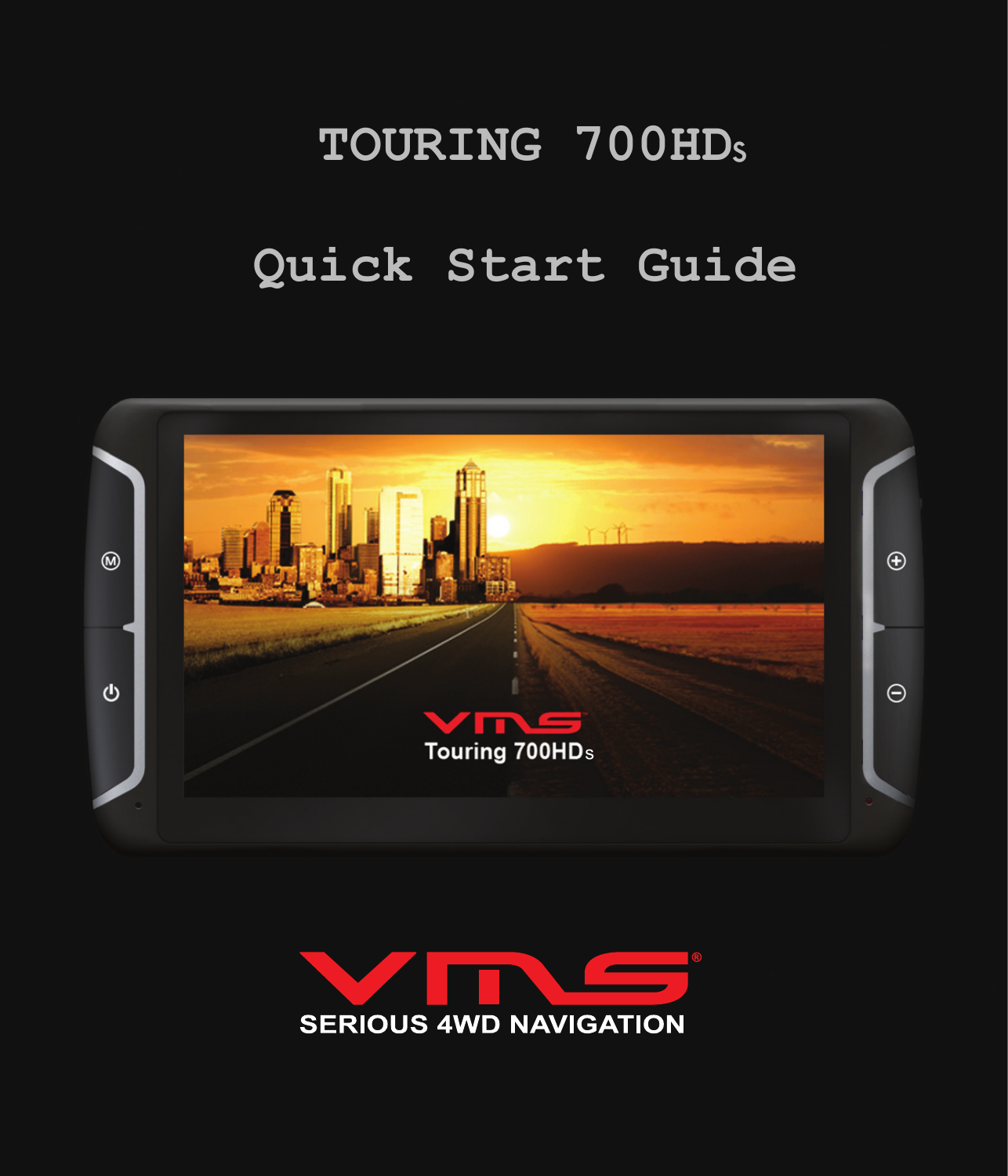# TOURING 700HDs

# Quick Start Guide

SERIOUS 4WD NAVIGATION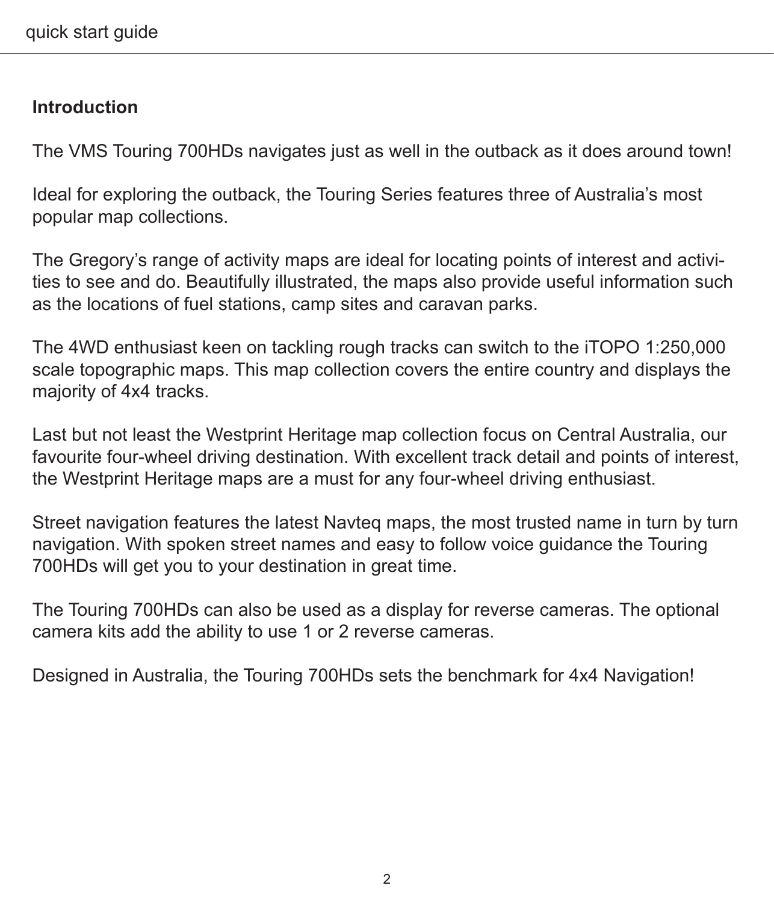## Introduction

The VMS Touring 700HDs navigates just as well in the outback as it does around town!

Ideal for exploring the outback, the Touring Series features three of Australia's most popular map collections.

The Gregory's range of activity maps are ideal for locating points of interest and activities to see and do. Beautifully illustrated, the maps also provide useful information such as the locations of fuel stations, camp sites and caravan parks.

The 4WD enthusiast keen on tackling rough tracks can switch to the iTOPO 1:250,000 scale topographic maps. This map collection covers the entire country and displays the majority of 4x4 tracks.

Last but not least the Westprint Heritage map collection focus on Central Australia, our favourite four-wheel driving destination. With excellent track detail and points of interest, the Westprint Heritage maps are a must for any four-wheel driving enthusiast.

Street navigation features the latest Navteq maps, the most trusted name in turn by turn navigation. With spoken street names and easy to follow voice guidance the Touring 700HDs will get you to your destination in great time.

The Touring 700HDs can also be used as a display for reverse cameras. The optional camera kits add the ability to use 1 or 2 reverse cameras.

Designed in Australia, the Touring 700HDs sets the benchmark for 4x4 Navigation!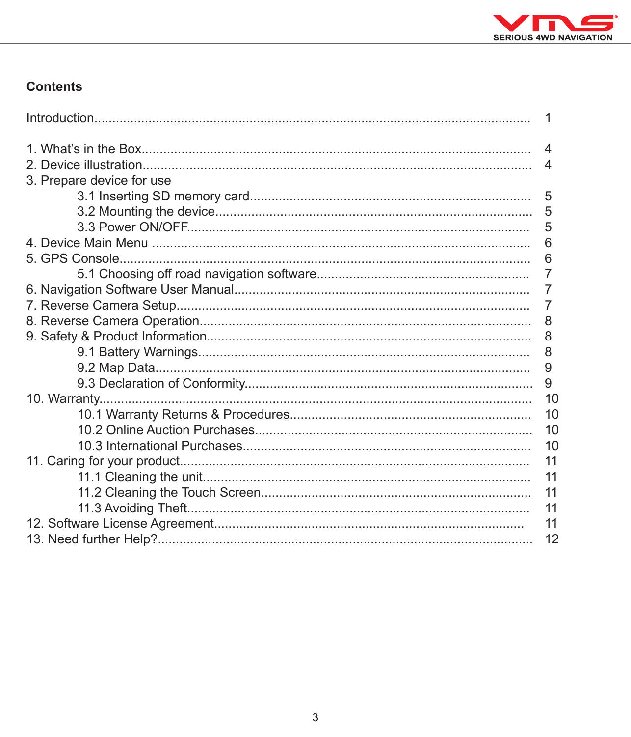## Contents

| | |
|---|---|
| Introduction | 1 |
| 1. What's in the Box | 4 |
| 2. Device illustration | 4 |
| 3. Prepare device for use | |
| 3.1 Inserting SD memory card | 5 |
| 3.2 Mounting the device | 5 |
| 3.3 Power ON/OFF | 5 |
| 4. Device Main Menu | 6 |
| 5. GPS Console | 6 |
| 5.1 Choosing off road navigation software | 7 |
| 6. Navigation Software User Manual | 7 |
| 7. Reverse Camera Setup | 7 |
| 8. Reverse Camera Operation | 8 |
| 9. Safety & Product Information | 8 |
| 9.1 Battery Warnings | 8 |
| 9.2 Map Data | 9 |
| 9.3 Declaration of Conformity | 9 |
| 10. Warranty | 10 |
| 10.1 Warranty Returns & Procedures | 10 |
| 10.2 Online Auction Purchases | 10 |
| 10.3 International Purchases | 10 |
| 11. Caring for your product | 11 |
| 11.1 Cleaning the unit | 11 |
| 11.2 Cleaning the Touch Screen | 11 |
| 11.3 Avoiding Theft | 11 |
| 12. Software License Agreement | 11 |
| 13. Need further Help? | 12 |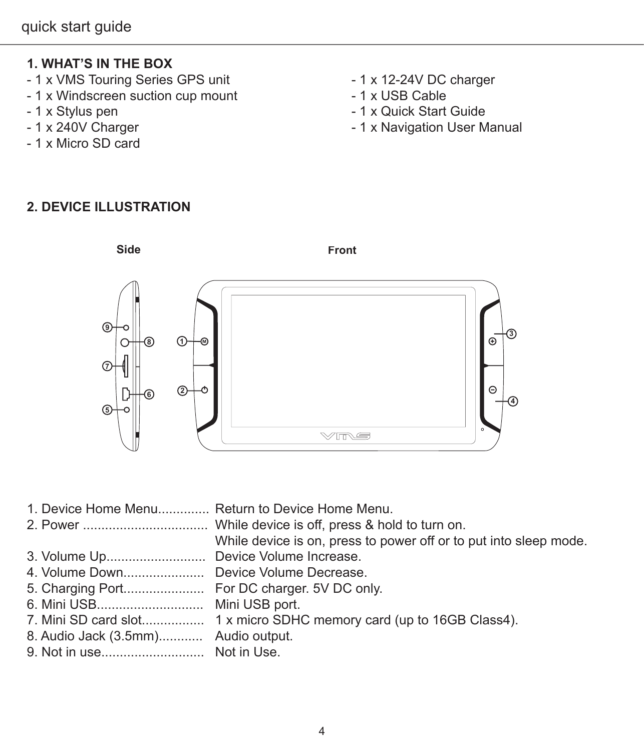## 1. WHAT'S IN THE BOX

- 1 x VMS Touring Series GPS unit
- 1 x Windscreen suction cup mount
- 1 x Stylus pen
- 1 x 240V Charger
- 1 x Micro SD card
- 1 x 12-24V DC charger
- 1 x USB Cable
- 1 x Quick Start Guide
- 1 x Navigation User Manual

## 2. DEVICE ILLUSTRATION

Side

Front

1. Device Home Menu.............. Return to Device Home Menu.
2. Power .................................. While device is off, press & hold to turn on.
   While device is on, press to power off or to put into sleep mode.
3. Volume Up........................... Device Volume Increase.
4. Volume Down...................... Device Volume Decrease.
5. Charging Port...................... For DC charger. 5V DC only.
6. Mini USB............................. Mini USB port.
7. Mini SD card slot................. 1 x micro SDHC memory card (up to 16GB Class4).
8. Audio Jack (3.5mm)............ Audio output.
9. Not in use............................ Not in Use.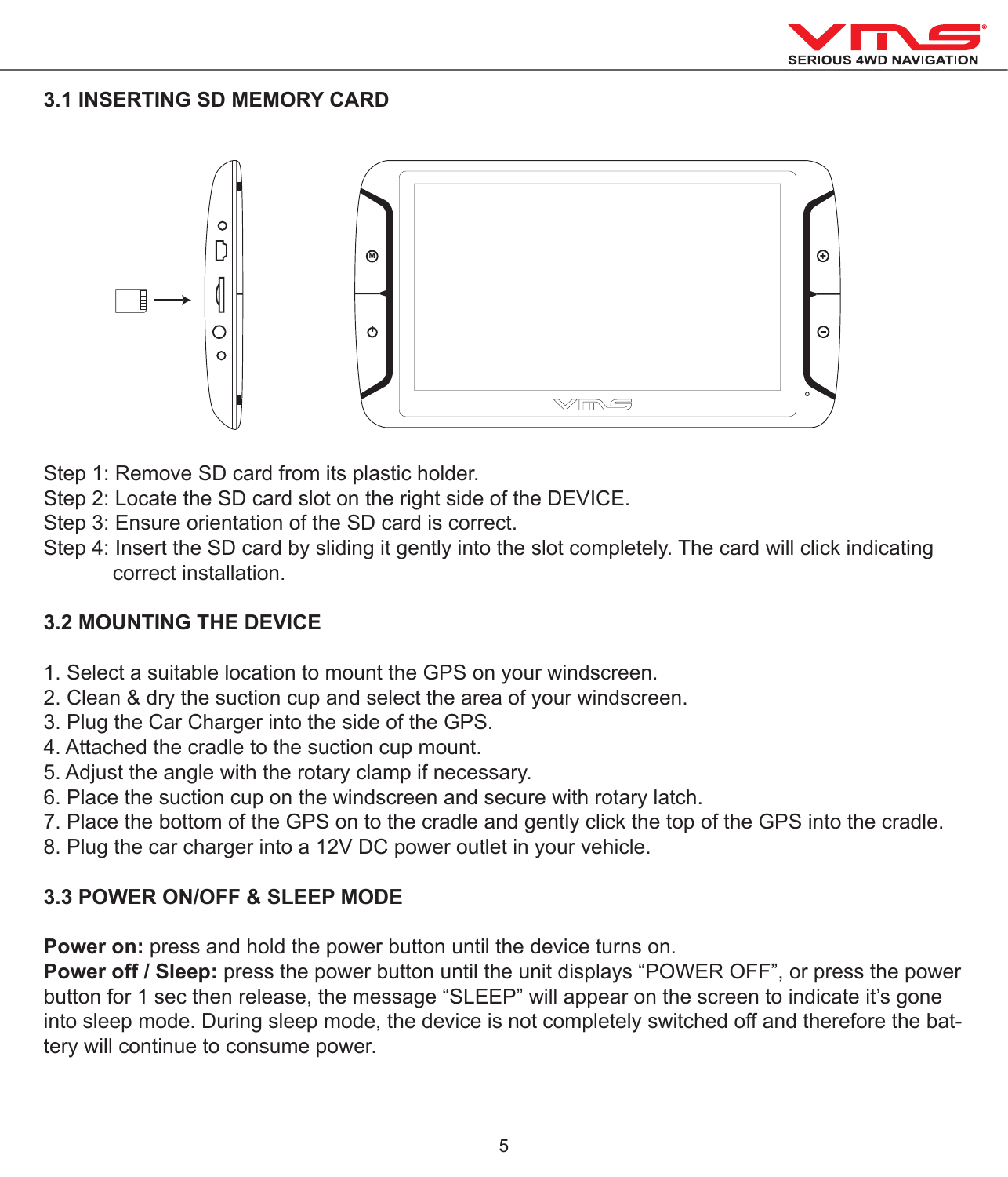## 3.1 INSERTING SD MEMORY CARD

Step 1: Remove SD card from its plastic holder.
Step 2: Locate the SD card slot on the right side of the DEVICE.
Step 3: Ensure orientation of the SD card is correct.
Step 4: Insert the SD card by sliding it gently into the slot completely. The card will click indicating correct installation.

## 3.2 MOUNTING THE DEVICE

1. Select a suitable location to mount the GPS on your windscreen.
2. Clean & dry the suction cup and select the area of your windscreen.
3. Plug the Car Charger into the side of the GPS.
4. Attached the cradle to the suction cup mount.
5. Adjust the angle with the rotary clamp if necessary.
6. Place the suction cup on the windscreen and secure with rotary latch.
7. Place the bottom of the GPS on to the cradle and gently click the top of the GPS into the cradle.
8. Plug the car charger into a 12V DC power outlet in your vehicle.

## 3.3 POWER ON/OFF & SLEEP MODE

**Power on:** press and hold the power button until the device turns on.
**Power off / Sleep:** press the power button until the unit displays “POWER OFF”, or press the power button for 1 sec then release, the message “SLEEP” will appear on the screen to indicate it’s gone into sleep mode. During sleep mode, the device is not completely switched off and therefore the battery will continue to consume power.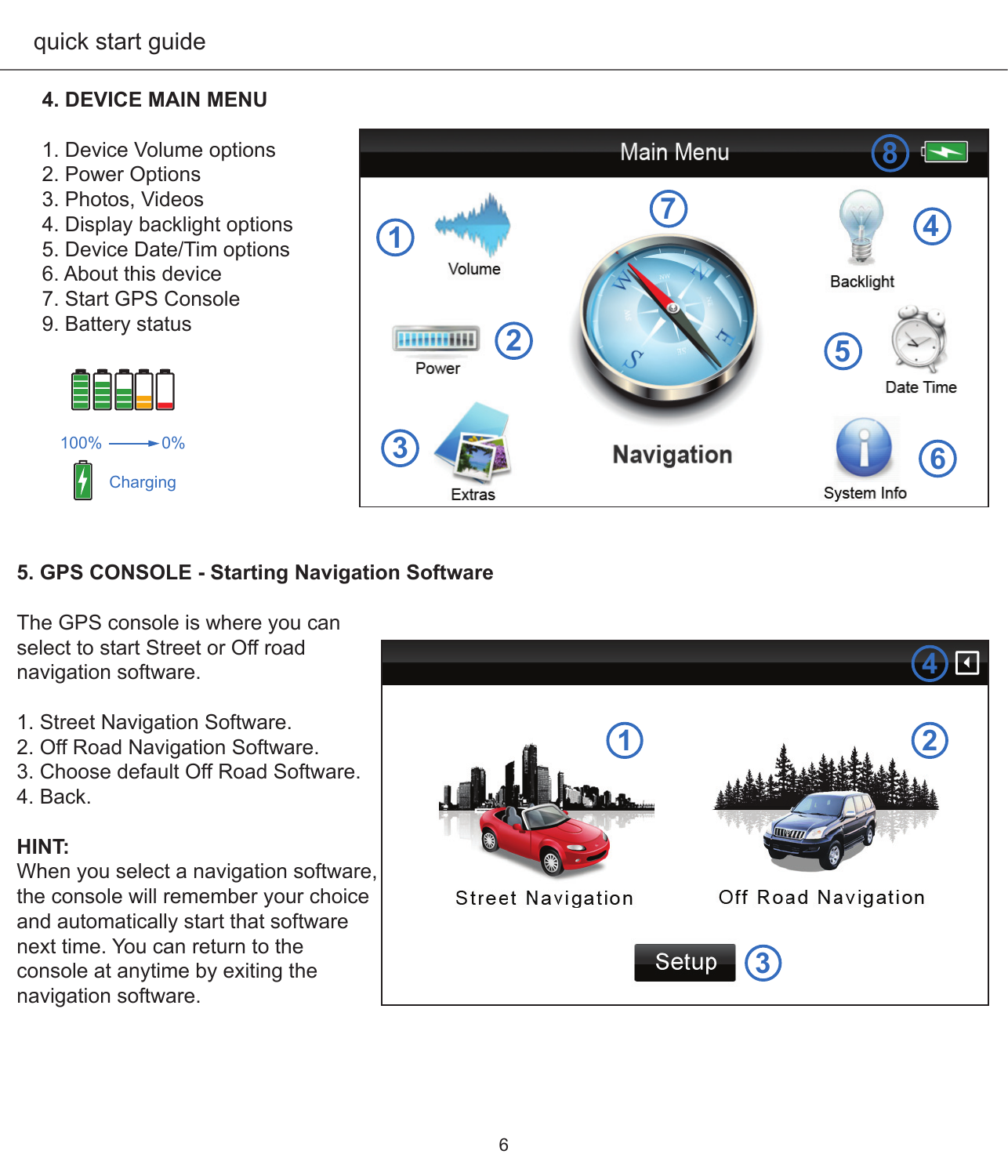## 4. DEVICE MAIN MENU

1. Device Volume options
2. Power Options
3. Photos, Videos
4. Display backlight options
5. Device Date/Tim options
6. About this device
7. Start GPS Console
9. Battery status

100% → 0%

Charging

## 5. GPS CONSOLE - Starting Navigation Software

The GPS console is where you can select to start Street or Off road navigation software.

1. Street Navigation Software.
2. Off Road Navigation Software.
3. Choose default Off Road Software.
4. Back.

**HINT:**
When you select a navigation software, the console will remember your choice and automatically start that software next time. You can return to the console at anytime by exiting the navigation software.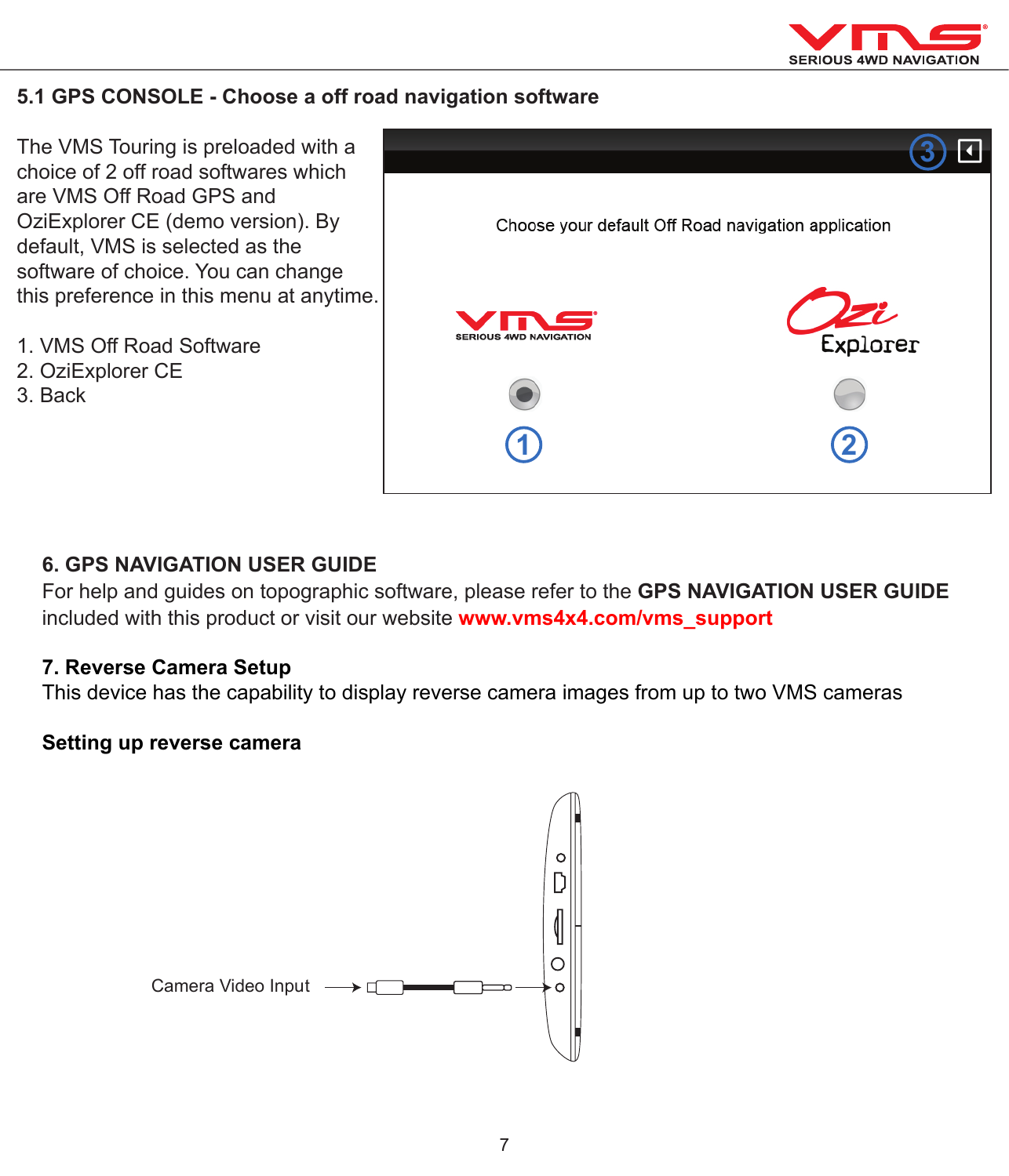## 5.1 GPS CONSOLE - Choose a off road navigation software

The VMS Touring is preloaded with a choice of 2 off road softwares which are VMS Off Road GPS and OziExplorer CE (demo version). By default, VMS is selected as the software of choice. You can change this preference in this menu at anytime.

1. VMS Off Road Software
2. OziExplorer CE
3. Back

Choose your default Off Road navigation application

## 6. GPS NAVIGATION USER GUIDE

For help and guides on topographic software, please refer to the **GPS NAVIGATION USER GUIDE** included with this product or visit our website **www.vms4x4.com/vms_support**

## 7. Reverse Camera Setup

This device has the capability to display reverse camera images from up to two VMS cameras

### Setting up reverse camera

Camera Video Input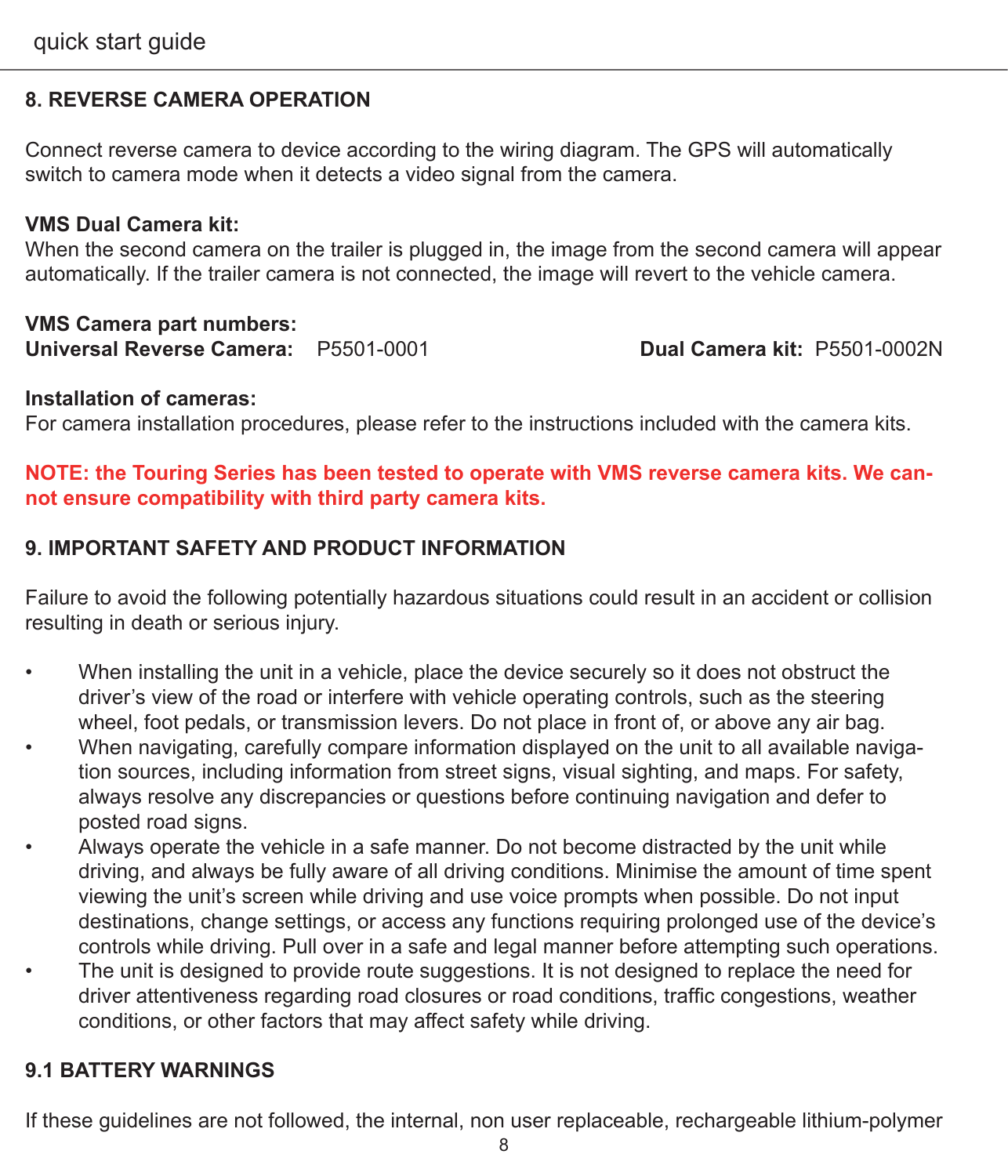## 8. REVERSE CAMERA OPERATION

Connect reverse camera to device according to the wiring diagram. The GPS will automatically switch to camera mode when it detects a video signal from the camera.

**VMS Dual Camera kit:**
When the second camera on the trailer is plugged in, the image from the second camera will appear automatically. If the trailer camera is not connected, the image will revert to the vehicle camera.

**VMS Camera part numbers:**
**Universal Reverse Camera:** P5501-0001 **Dual Camera kit:** P5501-0002N

**Installation of cameras:**
For camera installation procedures, please refer to the instructions included with the camera kits.

**NOTE: the Touring Series has been tested to operate with VMS reverse camera kits. We cannot ensure compatibility with third party camera kits.**

## 9. IMPORTANT SAFETY AND PRODUCT INFORMATION

Failure to avoid the following potentially hazardous situations could result in an accident or collision resulting in death or serious injury.

- When installing the unit in a vehicle, place the device securely so it does not obstruct the driver's view of the road or interfere with vehicle operating controls, such as the steering wheel, foot pedals, or transmission levers. Do not place in front of, or above any air bag.
- When navigating, carefully compare information displayed on the unit to all available navigation sources, including information from street signs, visual sighting, and maps. For safety, always resolve any discrepancies or questions before continuing navigation and defer to posted road signs.
- Always operate the vehicle in a safe manner. Do not become distracted by the unit while driving, and always be fully aware of all driving conditions. Minimise the amount of time spent viewing the unit's screen while driving and use voice prompts when possible. Do not input destinations, change settings, or access any functions requiring prolonged use of the device's controls while driving. Pull over in a safe and legal manner before attempting such operations.
- The unit is designed to provide route suggestions. It is not designed to replace the need for driver attentiveness regarding road closures or road conditions, traffic congestions, weather conditions, or other factors that may affect safety while driving.

### 9.1 BATTERY WARNINGS

If these guidelines are not followed, the internal, non user replaceable, rechargeable lithium-polymer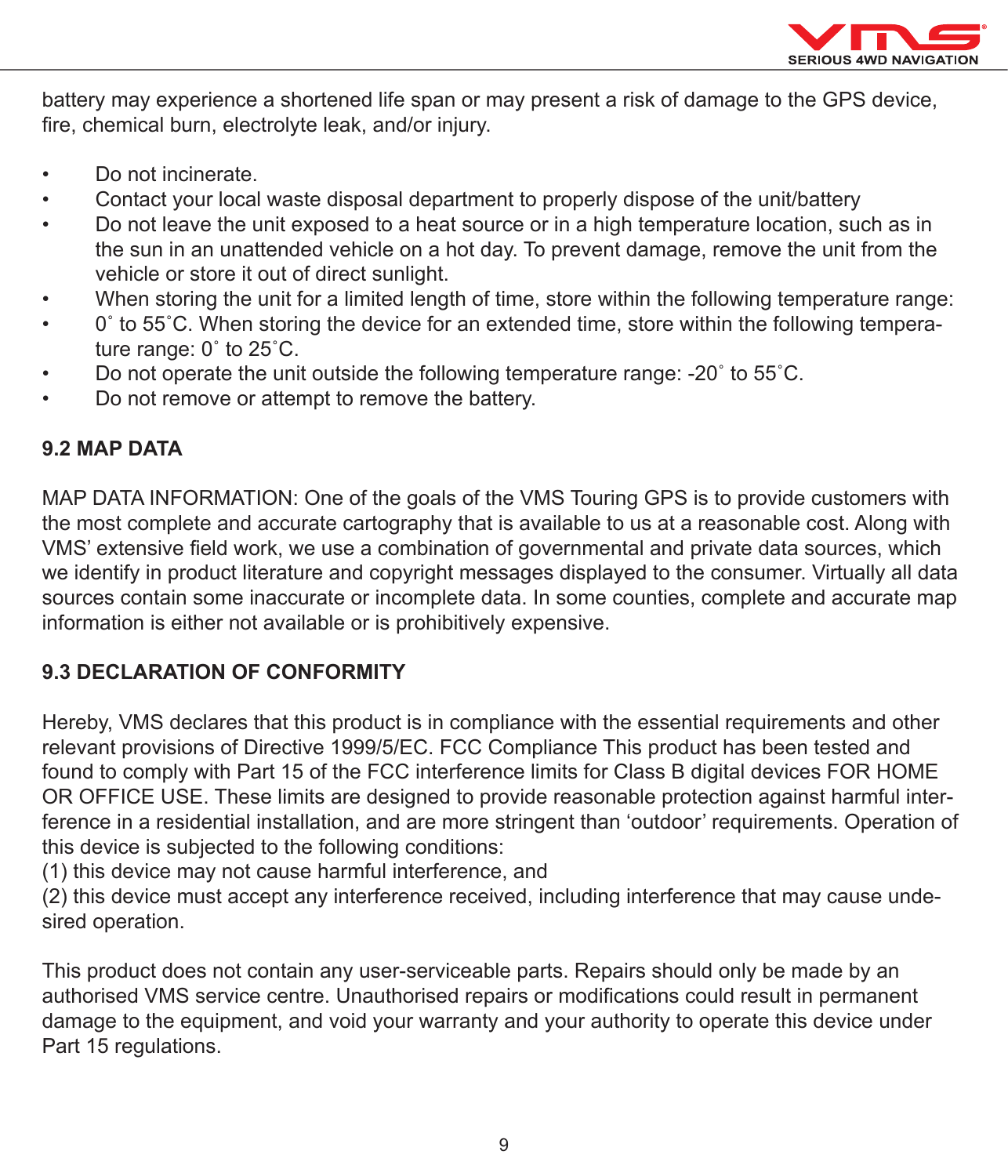battery may experience a shortened life span or may present a risk of damage to the GPS device, fire, chemical burn, electrolyte leak, and/or injury.

- Do not incinerate.
- Contact your local waste disposal department to properly dispose of the unit/battery
- Do not leave the unit exposed to a heat source or in a high temperature location, such as in the sun in an unattended vehicle on a hot day. To prevent damage, remove the unit from the vehicle or store it out of direct sunlight.
- When storing the unit for a limited length of time, store within the following temperature range:
- 0˚ to 55˚C. When storing the device for an extended time, store within the following temperature range: 0˚ to 25˚C.
- Do not operate the unit outside the following temperature range: -20˚ to 55˚C.
- Do not remove or attempt to remove the battery.

**9.2 MAP DATA**

MAP DATA INFORMATION: One of the goals of the VMS Touring GPS is to provide customers with the most complete and accurate cartography that is available to us at a reasonable cost. Along with VMS' extensive field work, we use a combination of governmental and private data sources, which we identify in product literature and copyright messages displayed to the consumer. Virtually all data sources contain some inaccurate or incomplete data. In some counties, complete and accurate map information is either not available or is prohibitively expensive.

**9.3 DECLARATION OF CONFORMITY**

Hereby, VMS declares that this product is in compliance with the essential requirements and other relevant provisions of Directive 1999/5/EC. FCC Compliance This product has been tested and found to comply with Part 15 of the FCC interference limits for Class B digital devices FOR HOME OR OFFICE USE. These limits are designed to provide reasonable protection against harmful interference in a residential installation, and are more stringent than 'outdoor' requirements. Operation of this device is subjected to the following conditions:
(1) this device may not cause harmful interference, and
(2) this device must accept any interference received, including interference that may cause undesired operation.

This product does not contain any user-serviceable parts. Repairs should only be made by an authorised VMS service centre. Unauthorised repairs or modifications could result in permanent damage to the equipment, and void your warranty and your authority to operate this device under Part 15 regulations.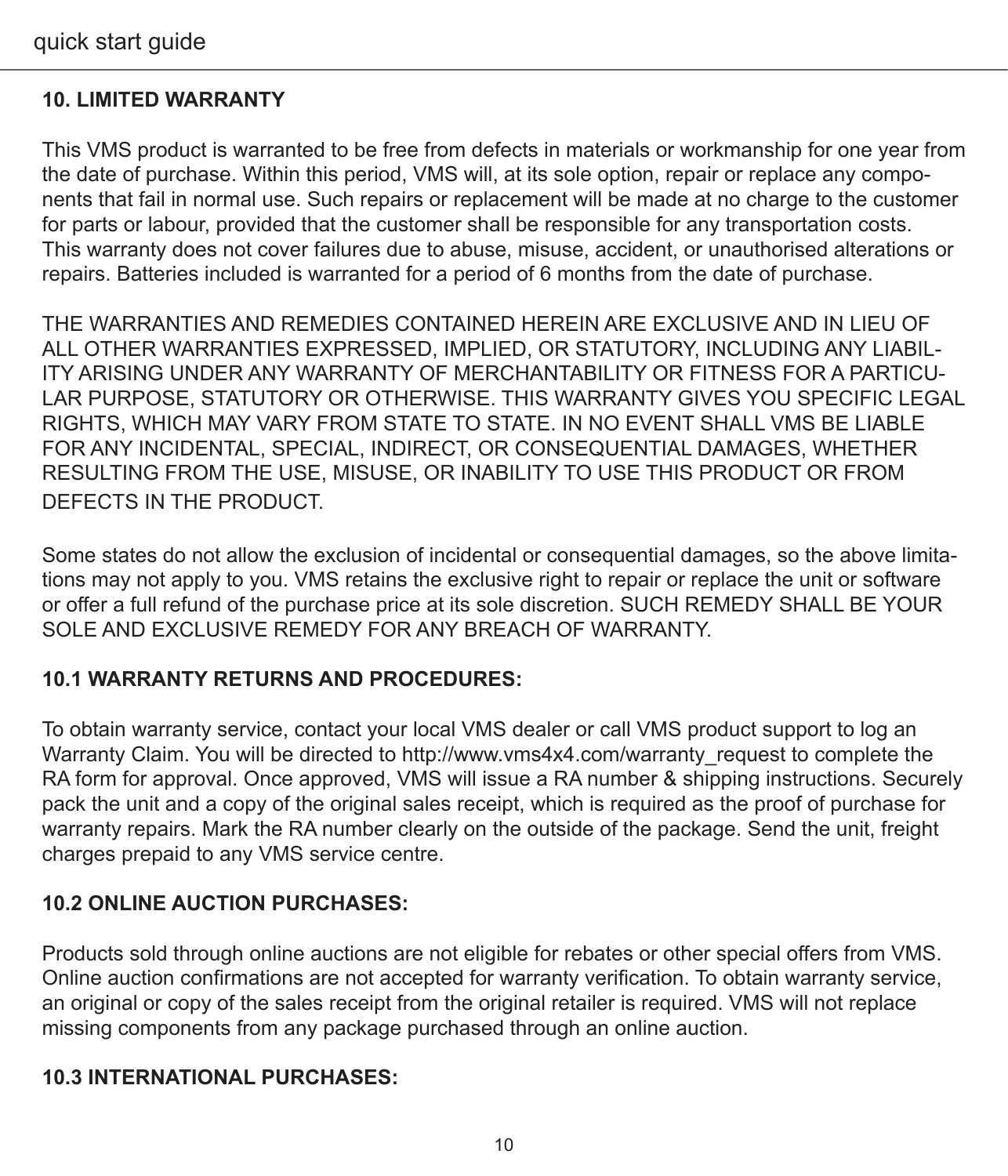## 10. LIMITED WARRANTY

This VMS product is warranted to be free from defects in materials or workmanship for one year from the date of purchase. Within this period, VMS will, at its sole option, repair or replace any components that fail in normal use. Such repairs or replacement will be made at no charge to the customer for parts or labour, provided that the customer shall be responsible for any transportation costs. This warranty does not cover failures due to abuse, misuse, accident, or unauthorised alterations or repairs. Batteries included is warranted for a period of 6 months from the date of purchase.

THE WARRANTIES AND REMEDIES CONTAINED HEREIN ARE EXCLUSIVE AND IN LIEU OF ALL OTHER WARRANTIES EXPRESSED, IMPLIED, OR STATUTORY, INCLUDING ANY LIABILITY ARISING UNDER ANY WARRANTY OF MERCHANTABILITY OR FITNESS FOR A PARTICULAR PURPOSE, STATUTORY OR OTHERWISE. THIS WARRANTY GIVES YOU SPECIFIC LEGAL RIGHTS, WHICH MAY VARY FROM STATE TO STATE. IN NO EVENT SHALL VMS BE LIABLE FOR ANY INCIDENTAL, SPECIAL, INDIRECT, OR CONSEQUENTIAL DAMAGES, WHETHER RESULTING FROM THE USE, MISUSE, OR INABILITY TO USE THIS PRODUCT OR FROM DEFECTS IN THE PRODUCT.

Some states do not allow the exclusion of incidental or consequential damages, so the above limitations may not apply to you. VMS retains the exclusive right to repair or replace the unit or software or offer a full refund of the purchase price at its sole discretion. SUCH REMEDY SHALL BE YOUR SOLE AND EXCLUSIVE REMEDY FOR ANY BREACH OF WARRANTY.

### 10.1 WARRANTY RETURNS AND PROCEDURES:

To obtain warranty service, contact your local VMS dealer or call VMS product support to log an Warranty Claim. You will be directed to http://www.vms4x4.com/warranty_request to complete the RA form for approval. Once approved, VMS will issue a RA number & shipping instructions. Securely pack the unit and a copy of the original sales receipt, which is required as the proof of purchase for warranty repairs. Mark the RA number clearly on the outside of the package. Send the unit, freight charges prepaid to any VMS service centre.

### 10.2 ONLINE AUCTION PURCHASES:

Products sold through online auctions are not eligible for rebates or other special offers from VMS. Online auction confirmations are not accepted for warranty verification. To obtain warranty service, an original or copy of the sales receipt from the original retailer is required. VMS will not replace missing components from any package purchased through an online auction.

### 10.3 INTERNATIONAL PURCHASES: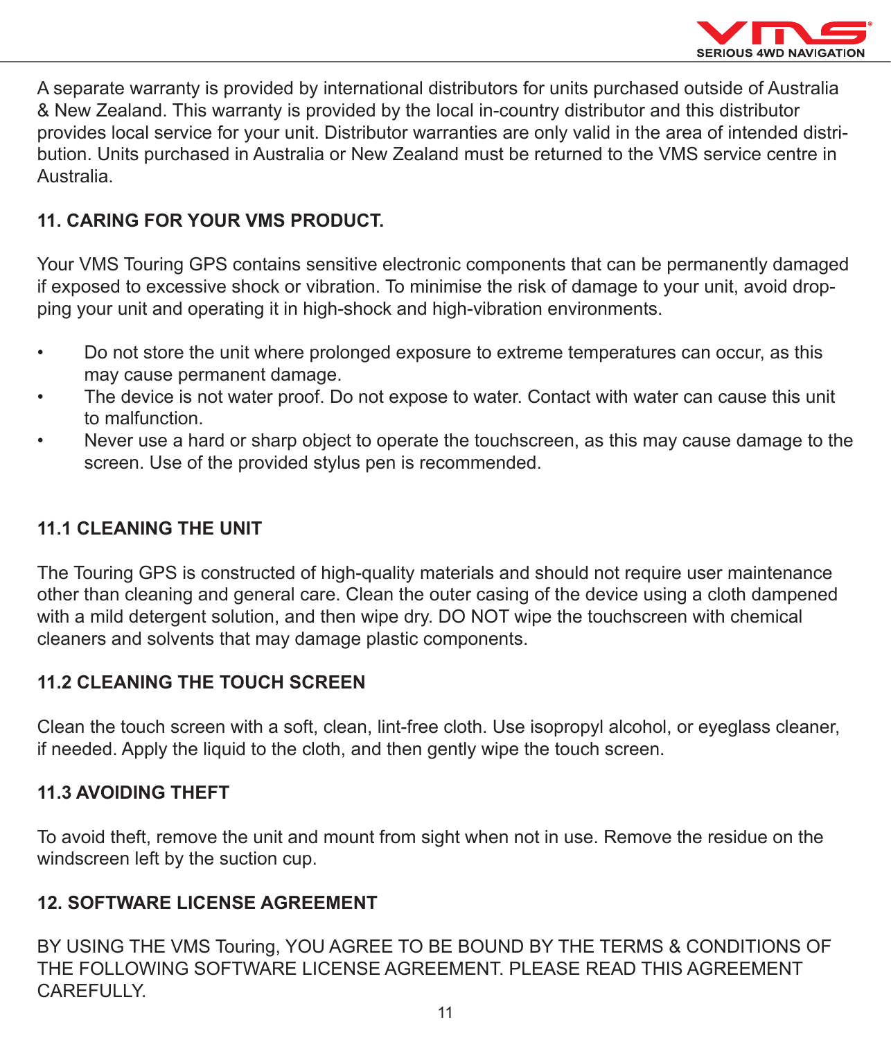A separate warranty is provided by international distributors for units purchased outside of Australia & New Zealand. This warranty is provided by the local in-country distributor and this distributor provides local service for your unit. Distributor warranties are only valid in the area of intended distribution. Units purchased in Australia or New Zealand must be returned to the VMS service centre in Australia.

## 11. CARING FOR YOUR VMS PRODUCT.

Your VMS Touring GPS contains sensitive electronic components that can be permanently damaged if exposed to excessive shock or vibration. To minimise the risk of damage to your unit, avoid dropping your unit and operating it in high-shock and high-vibration environments.

- Do not store the unit where prolonged exposure to extreme temperatures can occur, as this may cause permanent damage.
- The device is not water proof. Do not expose to water. Contact with water can cause this unit to malfunction.
- Never use a hard or sharp object to operate the touchscreen, as this may cause damage to the screen. Use of the provided stylus pen is recommended.

### 11.1 CLEANING THE UNIT

The Touring GPS is constructed of high-quality materials and should not require user maintenance other than cleaning and general care. Clean the outer casing of the device using a cloth dampened with a mild detergent solution, and then wipe dry. DO NOT wipe the touchscreen with chemical cleaners and solvents that may damage plastic components.

### 11.2 CLEANING THE TOUCH SCREEN

Clean the touch screen with a soft, clean, lint-free cloth. Use isopropyl alcohol, or eyeglass cleaner, if needed. Apply the liquid to the cloth, and then gently wipe the touch screen.

### 11.3 AVOIDING THEFT

To avoid theft, remove the unit and mount from sight when not in use. Remove the residue on the windscreen left by the suction cup.

## 12. SOFTWARE LICENSE AGREEMENT

BY USING THE VMS Touring, YOU AGREE TO BE BOUND BY THE TERMS & CONDITIONS OF THE FOLLOWING SOFTWARE LICENSE AGREEMENT. PLEASE READ THIS AGREEMENT CAREFULLY.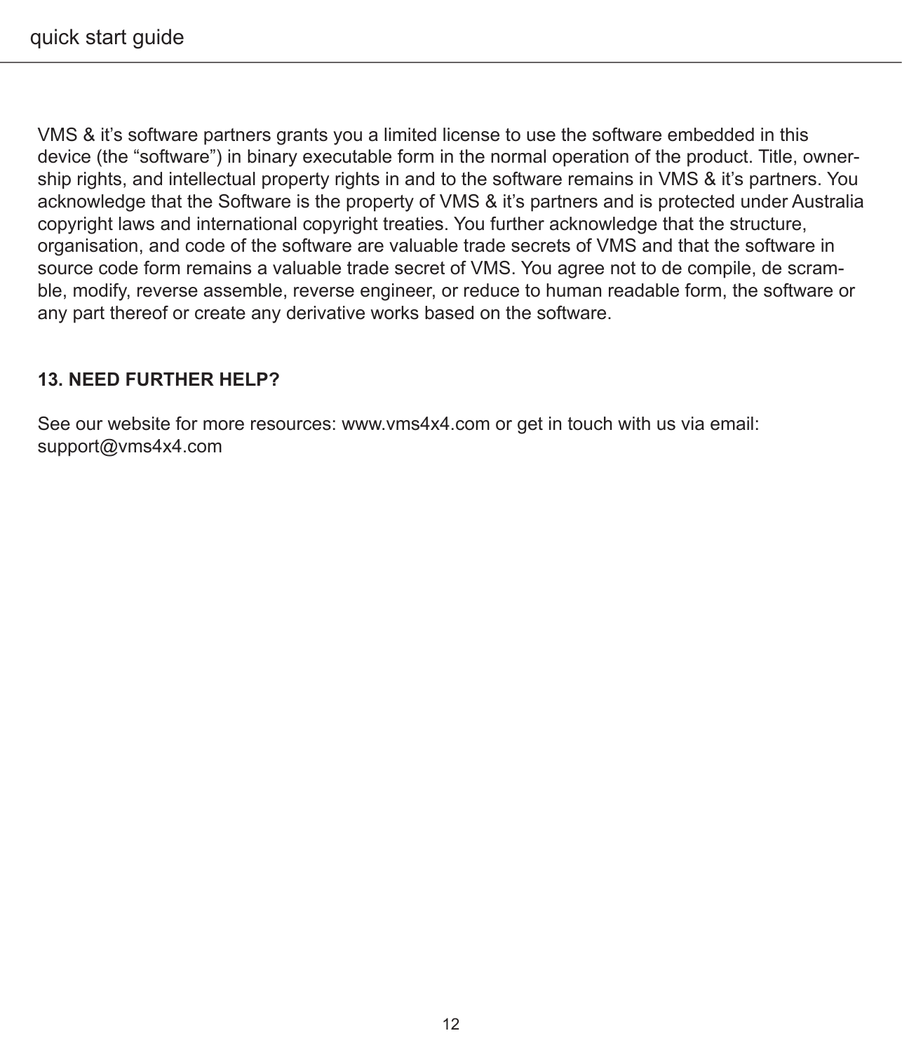VMS & it's software partners grants you a limited license to use the software embedded in this device (the "software") in binary executable form in the normal operation of the product. Title, ownership rights, and intellectual property rights in and to the software remains in VMS & it's partners. You acknowledge that the Software is the property of VMS & it's partners and is protected under Australia copyright laws and international copyright treaties. You further acknowledge that the structure, organisation, and code of the software are valuable trade secrets of VMS and that the software in source code form remains a valuable trade secret of VMS. You agree not to de compile, de scramble, modify, reverse assemble, reverse engineer, or reduce to human readable form, the software or any part thereof or create any derivative works based on the software.

## 13. NEED FURTHER HELP?

See our website for more resources: www.vms4x4.com or get in touch with us via email: support@vms4x4.com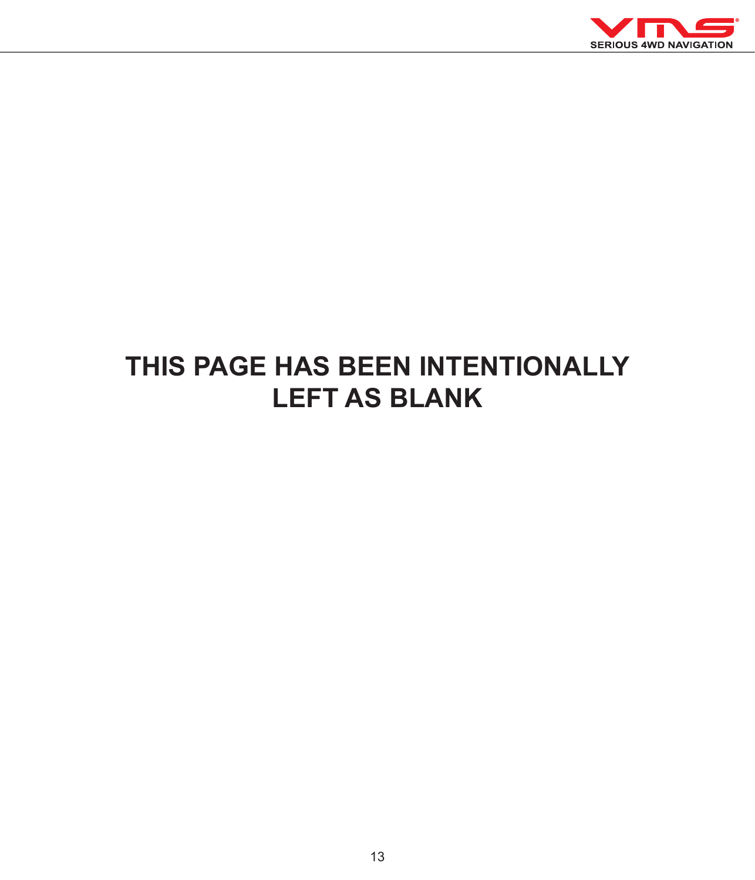**THIS PAGE HAS BEEN INTENTIONALLY LEFT AS BLANK**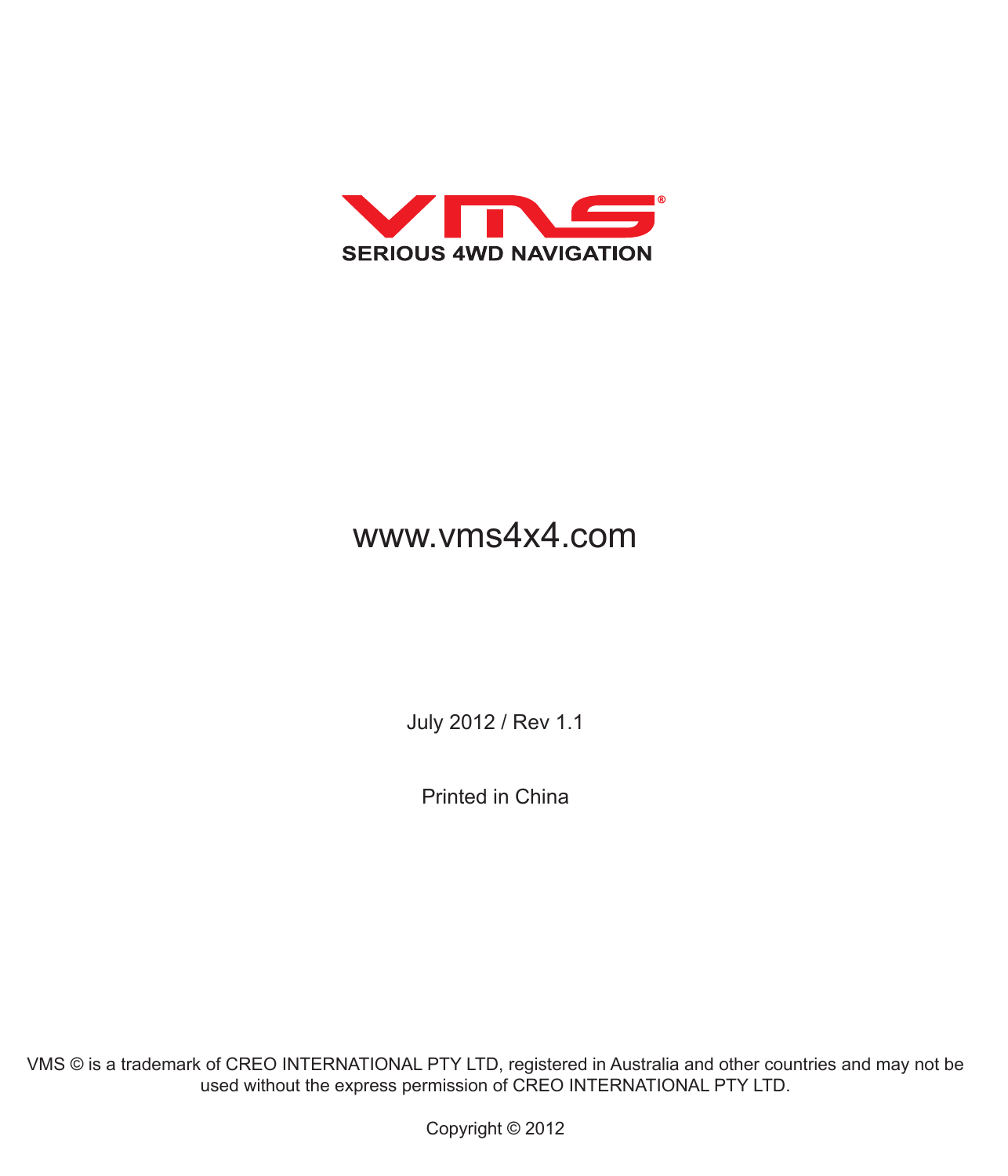VMS®

SERIOUS 4WD NAVIGATION

www.vms4x4.com

July 2012 / Rev 1.1

Printed in China

VMS © is a trademark of CREO INTERNATIONAL PTY LTD, registered in Australia and other countries and may not be used without the express permission of CREO INTERNATIONAL PTY LTD.

Copyright © 2012